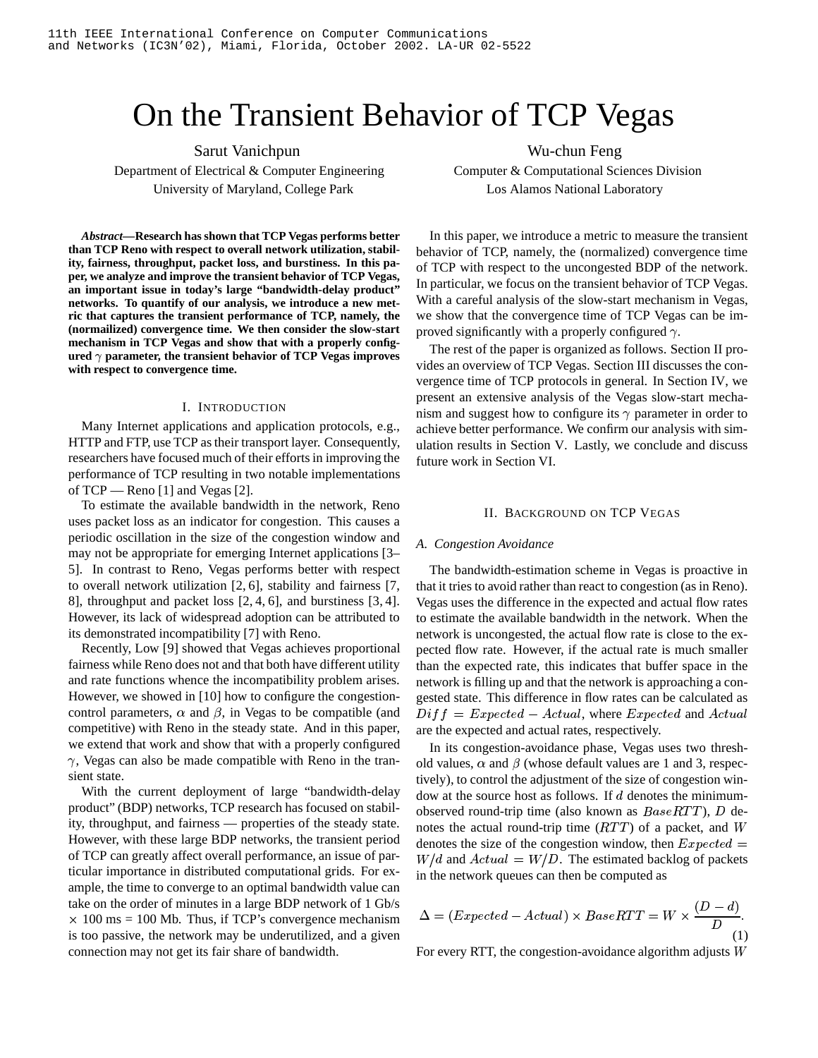11th IEEE International Conference on Computer Communications and Networks (IC3N'02), Miami, Florida, October 2002. LA-UR 02-5522

# On the Transient Behavior of TCP Vegas

Sarut Vanichpun
Department of Electrical & Computer Engineering
University of Maryland, College Park

Wu-chun Feng
Computer & Computational Sciences Division
Los Alamos National Laboratory

***Abstract*—Research has shown that TCP Vegas performs better than TCP Reno with respect to overall network utilization, stability, fairness, throughput, packet loss, and burstiness. In this paper, we analyze and improve the transient behavior of TCP Vegas, an important issue in today's large "bandwidth-delay product" networks. To quantify of our analysis, we introduce a new metric that captures the transient performance of TCP, namely, the (normailized) convergence time. We then consider the slow-start mechanism in TCP Vegas and show that with a properly configured $\gamma$ parameter, the transient behavior of TCP Vegas improves with respect to convergence time.**

## I. Introduction

Many Internet applications and application protocols, e.g., HTTP and FTP, use TCP as their transport layer. Consequently, researchers have focused much of their efforts in improving the performance of TCP resulting in two notable implementations of TCP — Reno [1] and Vegas [2].

To estimate the available bandwidth in the network, Reno uses packet loss as an indicator for congestion. This causes a periodic oscillation in the size of the congestion window and may not be appropriate for emerging Internet applications [3–5]. In contrast to Reno, Vegas performs better with respect to overall network utilization [2, 6], stability and fairness [7, 8], throughput and packet loss [2, 4, 6], and burstiness [3, 4]. However, its lack of widespread adoption can be attributed to its demonstrated incompatibility [7] with Reno.

Recently, Low [9] showed that Vegas achieves proportional fairness while Reno does not and that both have different utility and rate functions whence the incompatibility problem arises. However, we showed in [10] how to configure the congestion-control parameters, $\alpha$ and $\beta$, in Vegas to be compatible (and competitive) with Reno in the steady state. And in this paper, we extend that work and show that with a properly configured $\gamma$, Vegas can also be made compatible with Reno in the transient state.

With the current deployment of large "bandwidth-delay product" (BDP) networks, TCP research has focused on stability, throughput, and fairness — properties of the steady state. However, with these large BDP networks, the transient period of TCP can greatly affect overall performance, an issue of particular importance in distributed computational grids. For example, the time to converge to an optimal bandwidth value can take on the order of minutes in a large BDP network of 1 Gb/s $\times$ 100 ms = 100 Mb. Thus, if TCP's convergence mechanism is too passive, the network may be underutilized, and a given connection may not get its fair share of bandwidth.

In this paper, we introduce a metric to measure the transient behavior of TCP, namely, the (normalized) convergence time of TCP with respect to the uncongested BDP of the network. In particular, we focus on the transient behavior of TCP Vegas. With a careful analysis of the slow-start mechanism in Vegas, we show that the convergence time of TCP Vegas can be improved significantly with a properly configured $\gamma$.

The rest of the paper is organized as follows. Section II provides an overview of TCP Vegas. Section III discusses the convergence time of TCP protocols in general. In Section IV, we present an extensive analysis of the Vegas slow-start mechanism and suggest how to configure its $\gamma$ parameter in order to achieve better performance. We confirm our analysis with simulation results in Section V. Lastly, we conclude and discuss future work in Section VI.

## II. Background on TCP Vegas

### A. Congestion Avoidance

The bandwidth-estimation scheme in Vegas is proactive in that it tries to avoid rather than react to congestion (as in Reno). Vegas uses the difference in the expected and actual flow rates to estimate the available bandwidth in the network. When the network is uncongested, the actual flow rate is close to the expected flow rate. However, if the actual rate is much smaller than the expected rate, this indicates that buffer space in the network is filling up and that the network is approaching a congested state. This difference in flow rates can be calculated as $Diff = Expected - Actual$, where $Expected$ and $Actual$ are the expected and actual rates, respectively.

In its congestion-avoidance phase, Vegas uses two threshold values, $\alpha$ and $\beta$ (whose default values are 1 and 3, respectively), to control the adjustment of the size of congestion window at the source host as follows. If $d$ denotes the minimum-observed round-trip time (also known as $BaseRTT$), $D$ denotes the actual round-trip time ($RTT$) of a packet, and $W$ denotes the size of the congestion window, then $Expected = W/d$ and $Actual = W/D$. The estimated backlog of packets in the network queues can then be computed as

$$\Delta = (Expected - Actual) \times BaseRTT = W \times \frac{(D-d)}{D}. \tag{1}$$

For every RTT, the congestion-avoidance algorithm adjusts $W$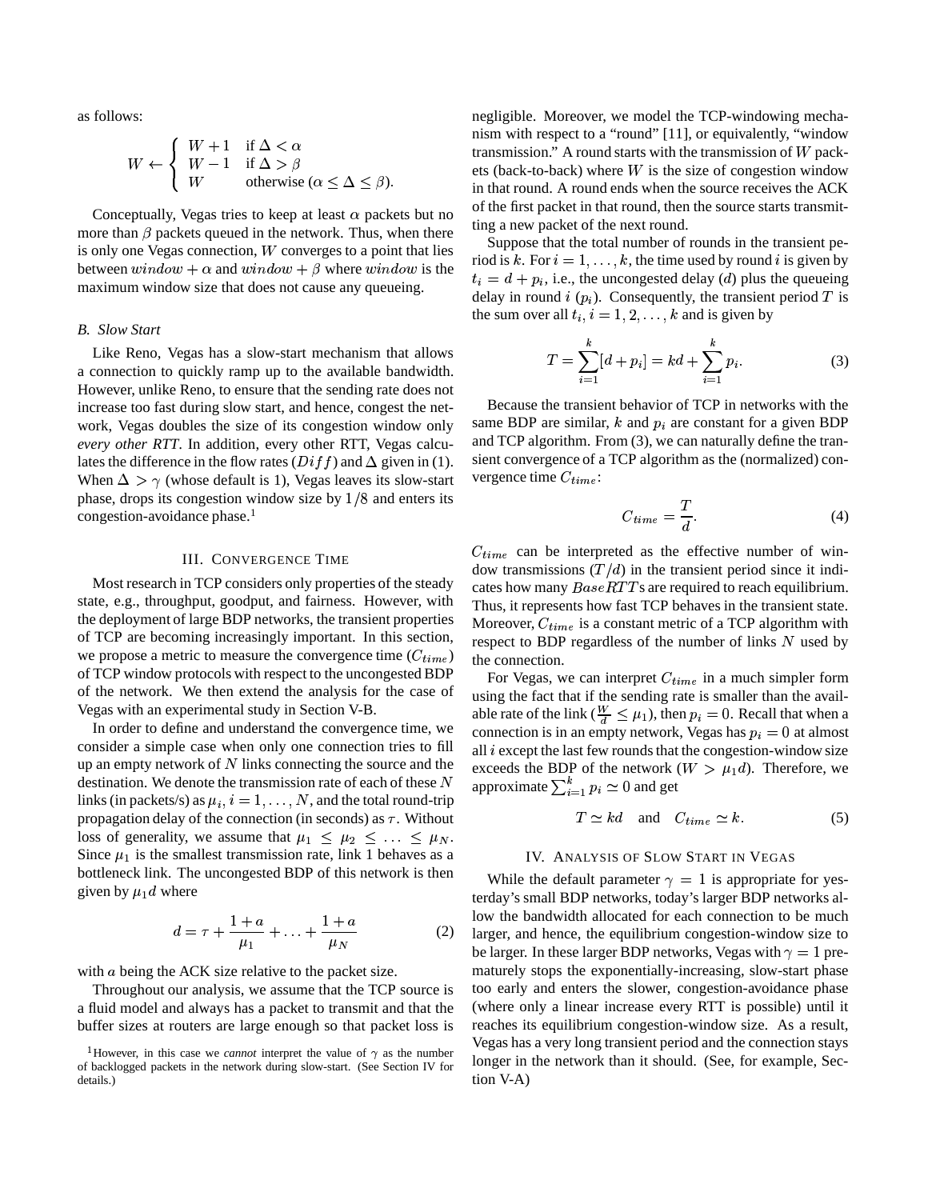as follows:

$$W \leftarrow \begin{cases} W+1 & \text{if } \Delta < \alpha \\ W-1 & \text{if } \Delta > \beta \\ W & \text{otherwise } (\alpha \leq \Delta \leq \beta). \end{cases}$$

Conceptually, Vegas tries to keep at least $\alpha$ packets but no more than $\beta$ packets queued in the network. Thus, when there is only one Vegas connection, $W$ converges to a point that lies between $window + \alpha$ and $window + \beta$ where $window$ is the maximum window size that does not cause any queueing.

### B. Slow Start

Like Reno, Vegas has a slow-start mechanism that allows a connection to quickly ramp up to the available bandwidth. However, unlike Reno, to ensure that the sending rate does not increase too fast during slow start, and hence, congest the network, Vegas doubles the size of its congestion window only *every other RTT*. In addition, every other RTT, Vegas calculates the difference in the flow rates ($Diff$) and $\Delta$ given in (1). When $\Delta > \gamma$ (whose default is 1), Vegas leaves its slow-start phase, drops its congestion window size by $1/8$ and enters its congestion-avoidance phase.[1]

## III. Convergence Time

Most research in TCP considers only properties of the steady state, e.g., throughput, goodput, and fairness. However, with the deployment of large BDP networks, the transient properties of TCP are becoming increasingly important. In this section, we propose a metric to measure the convergence time ($C_{time}$) of TCP window protocols with respect to the uncongested BDP of the network. We then extend the analysis for the case of Vegas with an experimental study in Section V-B.

In order to define and understand the convergence time, we consider a simple case when only one connection tries to fill up an empty network of $N$ links connecting the source and the destination. We denote the transmission rate of each of these $N$ links (in packets/s) as $\mu_i, i = 1, \ldots, N$, and the total round-trip propagation delay of the connection (in seconds) as $\tau$. Without loss of generality, we assume that $\mu_1 \leq \mu_2 \leq \ldots \leq \mu_N$. Since $\mu_1$ is the smallest transmission rate, link 1 behaves as a bottleneck link. The uncongested BDP of this network is then given by $\mu_1 d$ where

$$d = \tau + \frac{1+a}{\mu_1} + \ldots + \frac{1+a}{\mu_N} \tag{2}$$

with $a$ being the ACK size relative to the packet size.

Throughout our analysis, we assume that the TCP source is a fluid model and always has a packet to transmit and that the buffer sizes at routers are large enough so that packet loss is negligible. Moreover, we model the TCP-windowing mechanism with respect to a "round" [11], or equivalently, "window transmission." A round starts with the transmission of $W$ packets (back-to-back) where $W$ is the size of congestion window in that round. A round ends when the source receives the ACK of the first packet in that round, then the source starts transmitting a new packet of the next round.

Suppose that the total number of rounds in the transient period is $k$. For $i = 1, \ldots, k$, the time used by round $i$ is given by $t_i = d + p_i$, i.e., the uncongested delay ($d$) plus the queueing delay in round $i$ ($p_i$). Consequently, the transient period $T$ is the sum over all $t_i, i = 1, 2, \ldots, k$ and is given by

$$T = \sum_{i=1}^{k} [d + p_i] = kd + \sum_{i=1}^{k} p_i. \tag{3}$$

Because the transient behavior of TCP in networks with the same BDP are similar, $k$ and $p_i$ are constant for a given BDP and TCP algorithm. From (3), we can naturally define the transient convergence of a TCP algorithm as the (normalized) convergence time $C_{time}$:

$$C_{time} = \frac{T}{d}. \tag{4}$$

$C_{time}$ can be interpreted as the effective number of window transmissions ($T/d$) in the transient period since it indicates how many $BaseRTT$s are required to reach equilibrium. Thus, it represents how fast TCP behaves in the transient state. Moreover, $C_{time}$ is a constant metric of a TCP algorithm with respect to BDP regardless of the number of links $N$ used by the connection.

For Vegas, we can interpret $C_{time}$ in a much simpler form using the fact that if the sending rate is smaller than the available rate of the link ($\frac{W}{d} \leq \mu_1$), then $p_i = 0$. Recall that when a connection is in an empty network, Vegas has $p_i = 0$ at almost all $i$ except the last few rounds that the congestion-window size exceeds the BDP of the network ($W > \mu_1 d$). Therefore, we approximate $\sum_{i=1}^{k} p_i \simeq 0$ and get

$$T \simeq kd \quad \text{and} \quad C_{time} \simeq k. \tag{5}$$

## IV. Analysis of Slow Start in Vegas

While the default parameter $\gamma = 1$ is appropriate for yesterday's small BDP networks, today's larger BDP networks allow the bandwidth allocated for each connection to be much larger, and hence, the equilibrium congestion-window size to be larger. In these larger BDP networks, Vegas with $\gamma = 1$ prematurely stops the exponentially-increasing, slow-start phase too early and enters the slower, congestion-avoidance phase (where only a linear increase every RTT is possible) until it reaches its equilibrium congestion-window size. As a result, Vegas has a very long transient period and the connection stays longer in the network than it should. (See, for example, Section V-A)

[1] However, in this case we *cannot* interpret the value of $\gamma$ as the number of backlogged packets in the network during slow-start. (See Section IV for details.)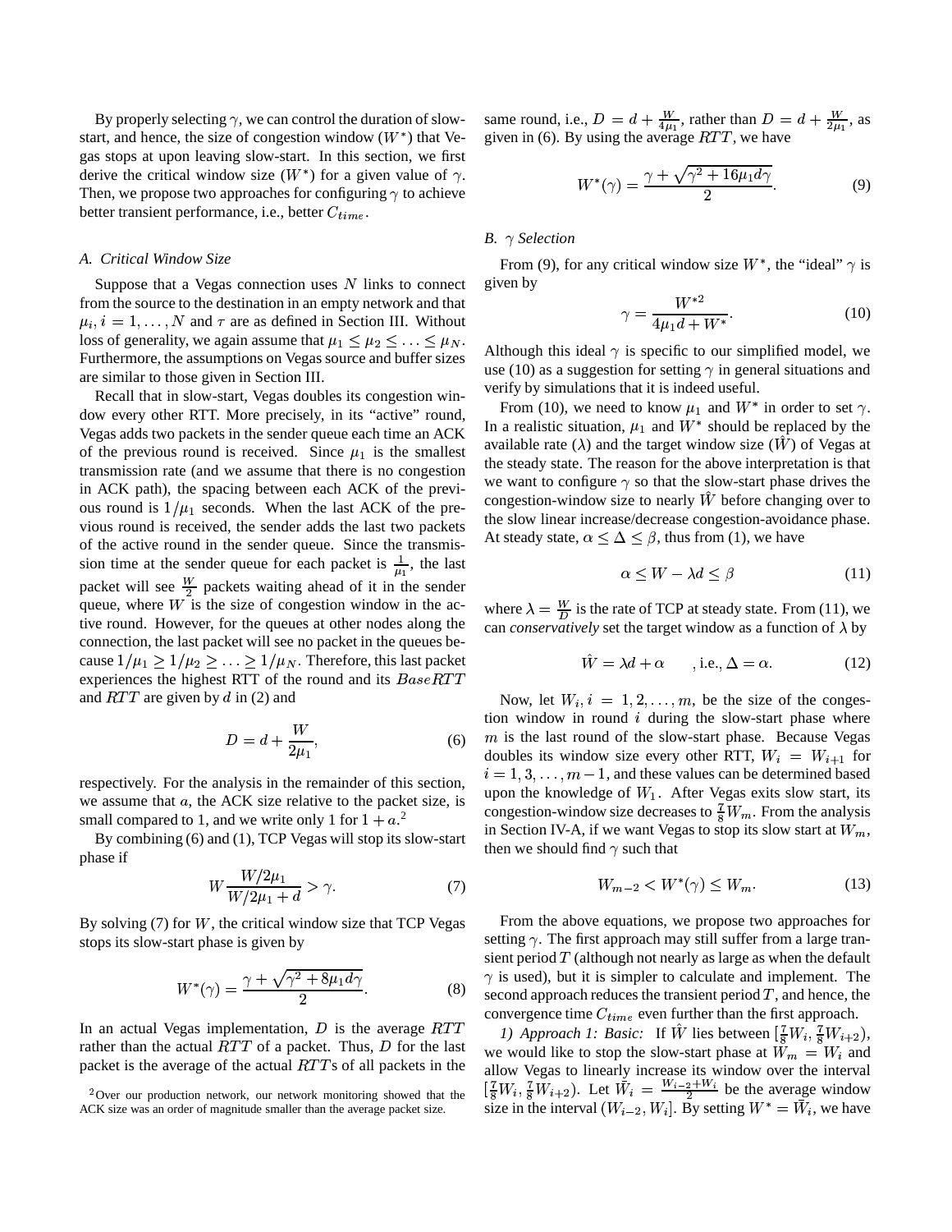By properly selecting $\gamma$, we can control the duration of slow-start, and hence, the size of congestion window ($W^*$) that Vegas stops at upon leaving slow-start. In this section, we first derive the critical window size ($W^*$) for a given value of $\gamma$. Then, we propose two approaches for configuring $\gamma$ to achieve better transient performance, i.e., better $C_{time}$.

### A. Critical Window Size

Suppose that a Vegas connection uses $N$ links to connect from the source to the destination in an empty network and that $\mu_i, i = 1, \ldots, N$ and $\tau$ are as defined in Section III. Without loss of generality, we again assume that $\mu_1 \leq \mu_2 \leq \ldots \leq \mu_N$. Furthermore, the assumptions on Vegas source and buffer sizes are similar to those given in Section III.

Recall that in slow-start, Vegas doubles its congestion window every other RTT. More precisely, in its "active" round, Vegas adds two packets in the sender queue each time an ACK of the previous round is received. Since $\mu_1$ is the smallest transmission rate (and we assume that there is no congestion in ACK path), the spacing between each ACK of the previous round is $1/\mu_1$ seconds. When the last ACK of the previous round is received, the sender adds the last two packets of the active round in the sender queue. Since the transmission time at the sender queue for each packet is $\frac{1}{\mu_1}$, the last packet will see $\frac{W}{2}$ packets waiting ahead of it in the sender queue, where $W$ is the size of congestion window in the active round. However, for the queues at other nodes along the connection, the last packet will see no packet in the queues because $1/\mu_1 \geq 1/\mu_2 \geq \ldots \geq 1/\mu_N$. Therefore, this last packet experiences the highest RTT of the round and its $BaseRTT$ and $RTT$ are given by $d$ in (2) and

$$D = d + \frac{W}{2\mu_1}, \tag{6}$$

respectively. For the analysis in the remainder of this section, we assume that $a$, the ACK size relative to the packet size, is small compared to 1, and we write only 1 for $1 + a$.[2]

By combining (6) and (1), TCP Vegas will stop its slow-start phase if

$$W \frac{W/2\mu_1}{W/2\mu_1 + d} > \gamma. \tag{7}$$

By solving (7) for $W$, the critical window size that TCP Vegas stops its slow-start phase is given by

$$W^*(\gamma) = \frac{\gamma + \sqrt{\gamma^2 + 8\mu_1 d\gamma}}{2}. \tag{8}$$

In an actual Vegas implementation, $D$ is the average $RTT$ rather than the actual $RTT$ of a packet. Thus, $D$ for the last packet is the average of the actual $RTT$s of all packets in the same round, i.e., $D = d + \frac{W}{4\mu_1}$, rather than $D = d + \frac{W}{2\mu_1}$, as given in (6). By using the average $RTT$, we have

$$W^*(\gamma) = \frac{\gamma + \sqrt{\gamma^2 + 16\mu_1 d\gamma}}{2}. \tag{9}$$

### B. $\gamma$ Selection

From (9), for any critical window size $W^*$, the "ideal" $\gamma$ is given by

$$\gamma = \frac{W^{*2}}{4\mu_1 d + W^*}. \tag{10}$$

Although this ideal $\gamma$ is specific to our simplified model, we use (10) as a suggestion for setting $\gamma$ in general situations and verify by simulations that it is indeed useful.

From (10), we need to know $\mu_1$ and $W^*$ in order to set $\gamma$. In a realistic situation, $\mu_1$ and $W^*$ should be replaced by the available rate ($\lambda$) and the target window size ($\hat{W}$) of Vegas at the steady state. The reason for the above interpretation is that we want to configure $\gamma$ so that the slow-start phase drives the congestion-window size to nearly $\hat{W}$ before changing over to the slow linear increase/decrease congestion-avoidance phase. At steady state, $\alpha \leq \Delta \leq \beta$, thus from (1), we have

$$\alpha \leq W - \lambda d \leq \beta \tag{11}$$

where $\lambda = \frac{W}{D}$ is the rate of TCP at steady state. From (11), we can *conservatively* set the target window as a function of $\lambda$ by

$$\hat{W} = \lambda d + \alpha \qquad \text{, i.e., } \Delta = \alpha. \tag{12}$$

Now, let $W_i, i = 1, 2, \ldots, m$, be the size of the congestion window in round $i$ during the slow-start phase where $m$ is the last round of the slow-start phase. Because Vegas doubles its window size every other RTT, $W_i = W_{i+1}$ for $i = 1, 3, \ldots, m-1$, and these values can be determined based upon the knowledge of $W_1$. After Vegas exits slow start, its congestion-window size decreases to $\frac{7}{8}W_m$. From the analysis in Section IV-A, if we want Vegas to stop its slow start at $W_m$, then we should find $\gamma$ such that

$$W_{m-2} < W^*(\gamma) \leq W_m. \tag{13}$$

From the above equations, we propose two approaches for setting $\gamma$. The first approach may still suffer from a large transient period $T$ (although not nearly as large as when the default $\gamma$ is used), but it is simpler to calculate and implement. The second approach reduces the transient period $T$, and hence, the convergence time $C_{time}$ even further than the first approach.

*1) Approach 1: Basic:* If $\hat{W}$ lies between $[\frac{7}{8}W_i, \frac{7}{8}W_{i+2})$, we would like to stop the slow-start phase at $W_m = W_i$ and allow Vegas to linearly increase its window over the interval $[\frac{7}{8}W_i, \frac{7}{8}W_{i+2})$. Let $\bar{W}_i = \frac{W_{i-2} + W_i}{2}$ be the average window size in the interval $(W_{i-2}, W_i]$. By setting $W^* = \bar{W}_i$, we have

[2] Over our production network, our network monitoring showed that the ACK size was an order of magnitude smaller than the average packet size.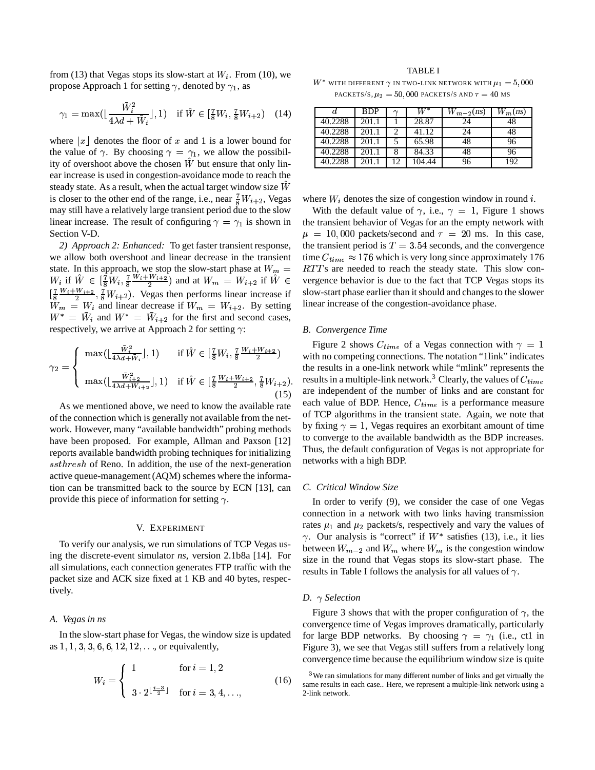from (13) that Vegas stops its slow-start at $W_i$. From (10), we propose Approach 1 for setting $\gamma$, denoted by $\gamma_1$, as

$$\gamma_1 = \max(\lfloor \frac{\bar{W}_i^2}{4\lambda d + \bar{W}_i} \rfloor, 1) \quad \text{if } \hat{W} \in [\tfrac{7}{8}W_i, \tfrac{7}{8}W_{i+2}) \quad (14)$$

where $\lfloor x \rfloor$ denotes the floor of $x$ and 1 is a lower bound for the value of $\gamma$. By choosing $\gamma = \gamma_1$, we allow the possibility of overshoot above the chosen $\hat{W}$ but ensure that only linear increase is used in congestion-avoidance mode to reach the steady state. As a result, when the actual target window size $\hat{W}$ is closer to the other end of the range, i.e., near $\frac{7}{8}W_{i+2}$, Vegas may still have a relatively large transient period due to the slow linear increase. The result of configuring $\gamma = \gamma_1$ is shown in Section V-D.

*2) Approach 2: Enhanced:* To get faster transient response, we allow both overshoot and linear decrease in the transient state. In this approach, we stop the slow-start phase at $W_m = W_i$ if $\hat{W} \in [\frac{7}{8}W_i, \frac{7}{8}\frac{W_i+W_{i+2}}{2})$ and at $W_m = W_{i+2}$ if $\hat{W} \in [\frac{7}{8}\frac{W_i+W_{i+2}}{2}, \frac{7}{8}W_{i+2})$. Vegas then performs linear increase if $W_m = W_i$ and linear decrease if $W_m = W_{i+2}$. By setting $W^* = \bar{W}_i$ and $W^* = \bar{W}_{i+2}$ for the first and second cases, respectively, we arrive at Approach 2 for setting $\gamma$:

$$\gamma_2 = \begin{cases} \max(\lfloor \frac{\bar{W}_i^2}{4\lambda d + \bar{W}_i} \rfloor, 1) & \text{if } \hat{W} \in [\frac{7}{8}W_i, \frac{7}{8}\frac{W_i+W_{i+2}}{2}) \\ \max(\lfloor \frac{\bar{W}_{i+2}^2}{4\lambda d + W_{i+2}} \rfloor, 1) & \text{if } \hat{W} \in [\frac{7}{8}\frac{W_i+W_{i+2}}{2}, \frac{7}{8}W_{i+2}). \end{cases} \quad (15)$$

As we mentioned above, we need to know the available rate of the connection which is generally not available from the network. However, many "available bandwidth" probing methods have been proposed. For example, Allman and Paxson [12] reports available bandwidth probing techniques for initializing $ssthresh$ of Reno. In addition, the use of the next-generation active queue-management (AQM) schemes where the information can be transmitted back to the source by ECN [13], can provide this piece of information for setting $\gamma$.

## V. Experiment

To verify our analysis, we run simulations of TCP Vegas using the discrete-event simulator *ns*, version 2.1b8a [14]. For all simulations, each connection generates FTP traffic with the packet size and ACK size fixed at 1 KB and 40 bytes, respectively.

### A. Vegas in ns

In the slow-start phase for Vegas, the window size is updated as $1, 1, 3, 3, 6, 6, 12, 12, \ldots$, or equivalently,

$$W_i = \begin{cases} 1 & \text{for } i = 1, 2 \\ 3 \cdot 2^{\lfloor \frac{i-3}{2} \rfloor} & \text{for } i = 3, 4, \ldots, \end{cases} \quad (16)$$

where $W_i$ denotes the size of congestion window in round $i$.

With the default value of $\gamma$, i.e., $\gamma = 1$, Figure 1 shows the transient behavior of Vegas for an the empty network with $\mu = 10,000$ packets/second and $\tau = 20$ ms. In this case, the transient period is $T = 3.54$ seconds, and the convergence time $C_{time} \approx 176$ which is very long since approximately 176 $RTT$s are needed to reach the steady state. This slow convergence behavior is due to the fact that TCP Vegas stops its slow-start phase earlier than it should and changes to the slower linear increase of the congestion-avoidance phase.

### B. Convergence Time

Figure 2 shows $C_{time}$ of a Vegas connection with $\gamma = 1$ with no competing connections. The notation "1link" indicates the results in a one-link network while "mlink" represents the results in a multiple-link network.[3] Clearly, the values of $C_{time}$ are independent of the number of links and are constant for each value of BDP. Hence, $C_{time}$ is a performance measure of TCP algorithms in the transient state. Again, we note that by fixing $\gamma = 1$, Vegas requires an exorbitant amount of time to converge to the available bandwidth as the BDP increases. Thus, the default configuration of Vegas is not appropriate for networks with a high BDP.

### C. Critical Window Size

In order to verify (9), we consider the case of one Vegas connection in a network with two links having transmission rates $\mu_1$ and $\mu_2$ packets/s, respectively and vary the values of $\gamma$. Our analysis is "correct" if $W^*$ satisfies (13), i.e., it lies between $W_{m-2}$ and $W_m$ where $W_m$ is the congestion window size in the round that Vegas stops its slow-start phase. The results in Table I follows the analysis for all values of $\gamma$.

TABLE I
$W^*$ with different $\gamma$ in two-link network with $\mu_1 = 5,000$ packets/s, $\mu_2 = 50,000$ packets/s and $\tau = 40$ ms

| $d$ | BDP | $\gamma$ | $W^*$ | $W_{m-2}$(ns) | $W_m$(ns) |
|---|---|---|---|---|---|
| 40.2288 | 201.1 | 1 | 28.87 | 24 | 48 |
| 40.2288 | 201.1 | 2 | 41.12 | 24 | 48 |
| 40.2288 | 201.1 | 5 | 65.98 | 48 | 96 |
| 40.2288 | 201.1 | 8 | 84.33 | 48 | 96 |
| 40.2288 | 201.1 | 12 | 104.44 | 96 | 192 |

### D. $\gamma$ Selection

Figure 3 shows that with the proper configuration of $\gamma$, the convergence time of Vegas improves dramatically, particularly for large BDP networks. By choosing $\gamma = \gamma_1$ (i.e., ct1 in Figure 3), we see that Vegas still suffers from a relatively long convergence time because the equilibrium window size is quite

[3] We ran simulations for many different number of links and get virtually the same results in each case.. Here, we represent a multiple-link network using a 2-link network.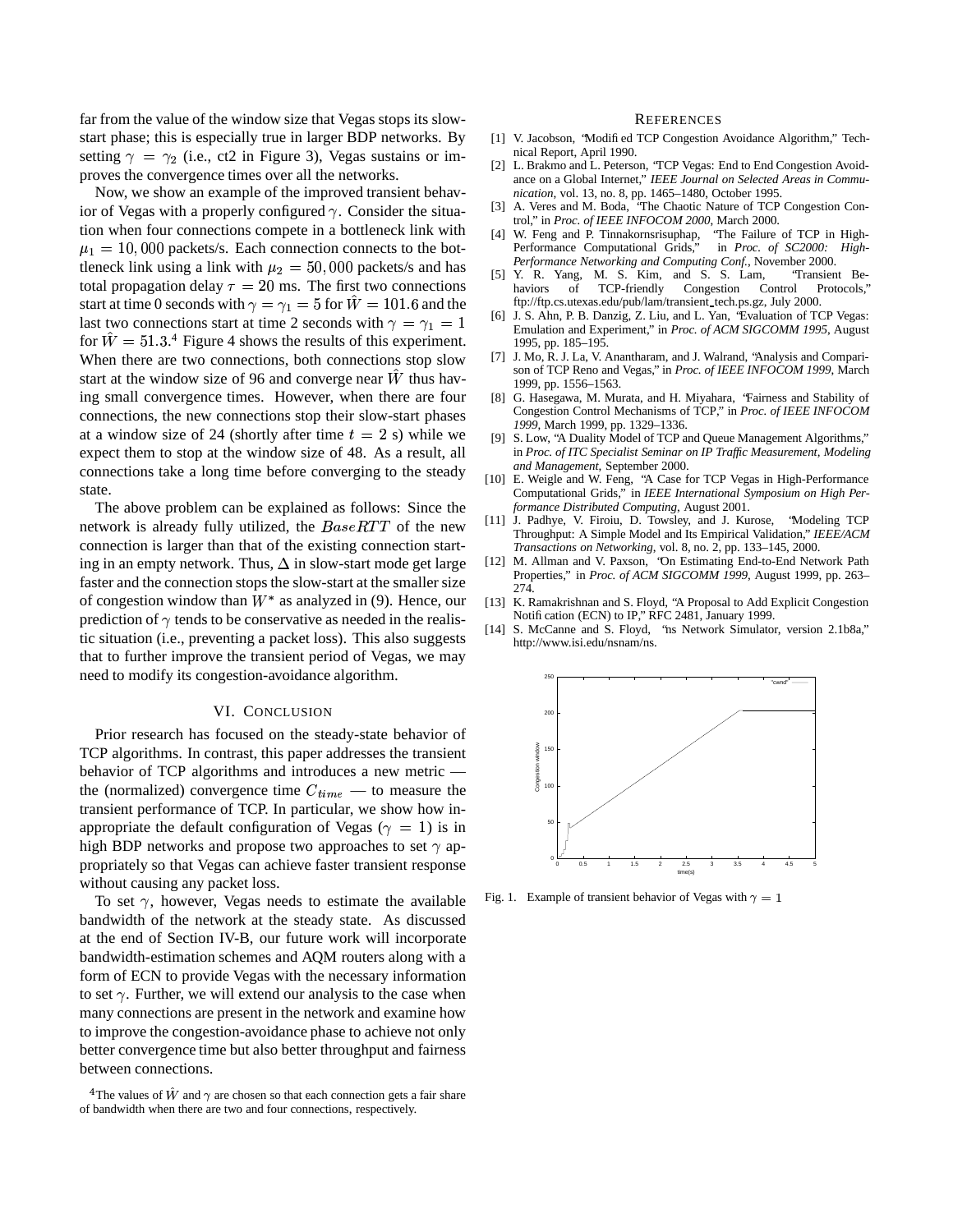far from the value of the window size that Vegas stops its slow-start phase; this is especially true in larger BDP networks. By setting $\gamma = \gamma_2$ (i.e., ct2 in Figure 3), Vegas sustains or improves the convergence times over all the networks.

Now, we show an example of the improved transient behavior of Vegas with a properly configured $\gamma$. Consider the situation when four connections compete in a bottleneck link with $\mu_1 = 10,000$ packets/s. Each connection connects to the bottleneck link using a link with $\mu_2 = 50,000$ packets/s and has total propagation delay $\tau = 20$ ms. The first two connections start at time 0 seconds with $\gamma = \gamma_1 = 5$ for $\hat{W} = 101.6$ and the last two connections start at time 2 seconds with $\gamma = \gamma_1 = 1$ for $\hat{W} = 51.3$.[4] Figure 4 shows the results of this experiment. When there are two connections, both connections stop slow start at the window size of 96 and converge near $\hat{W}$ thus having small convergence times. However, when there are four connections, the new connections stop their slow-start phases at a window size of 24 (shortly after time $t = 2$ s) while we expect them to stop at the window size of 48. As a result, all connections take a long time before converging to the steady state.

The above problem can be explained as follows: Since the network is already fully utilized, the $BaseRTT$ of the new connection is larger than that of the existing connection starting in an empty network. Thus, $\Delta$ in slow-start mode get large faster and the connection stops the slow-start at the smaller size of congestion window than $W^*$ as analyzed in (9). Hence, our prediction of $\gamma$ tends to be conservative as needed in the realistic situation (i.e., preventing a packet loss). This also suggests that to further improve the transient period of Vegas, we may need to modify its congestion-avoidance algorithm.

## VI. Conclusion

Prior research has focused on the steady-state behavior of TCP algorithms. In contrast, this paper addresses the transient behavior of TCP algorithms and introduces a new metric — the (normalized) convergence time $C_{time}$ — to measure the transient performance of TCP. In particular, we show how inappropriate the default configuration of Vegas ($\gamma = 1$) is in high BDP networks and propose two approaches to set $\gamma$ appropriately so that Vegas can achieve faster transient response without causing any packet loss.

To set $\gamma$, however, Vegas needs to estimate the available bandwidth of the network at the steady state. As discussed at the end of Section IV-B, our future work will incorporate bandwidth-estimation schemes and AQM routers along with a form of ECN to provide Vegas with the necessary information to set $\gamma$. Further, we will extend our analysis to the case when many connections are present in the network and examine how to improve the congestion-avoidance phase to achieve not only better convergence time but also better throughput and fairness between connections.

[4] The values of $\hat{W}$ and $\gamma$ are chosen so that each connection gets a fair share of bandwidth when there are two and four connections, respectively.

## References

[1] V. Jacobson, "Modified TCP Congestion Avoidance Algorithm," Technical Report, April 1990.

[2] L. Brakmo and L. Peterson, "TCP Vegas: End to End Congestion Avoidance on a Global Internet," *IEEE Journal on Selected Areas in Communication*, vol. 13, no. 8, pp. 1465–1480, October 1995.

[3] A. Veres and M. Boda, "The Chaotic Nature of TCP Congestion Control," in *Proc. of IEEE INFOCOM 2000*, March 2000.

[4] W. Feng and P. Tinnakornsrisuphap, "The Failure of TCP in High-Performance Computational Grids," in *Proc. of SC2000: High-Performance Networking and Computing Conf.*, November 2000.

[5] Y. R. Yang, M. S. Kim, and S. S. Lam, "Transient Behaviors of TCP-friendly Congestion Control Protocols," ftp://ftp.cs.utexas.edu/pub/lam/transient_tech.ps.gz, July 2000.

[6] J. S. Ahn, P. B. Danzig, Z. Liu, and L. Yan, "Evaluation of TCP Vegas: Emulation and Experiment," in *Proc. of ACM SIGCOMM 1995*, August 1995, pp. 185–195.

[7] J. Mo, R. J. La, V. Anantharam, and J. Walrand, "Analysis and Comparison of TCP Reno and Vegas," in *Proc. of IEEE INFOCOM 1999*, March 1999, pp. 1556–1563.

[8] G. Hasegawa, M. Murata, and H. Miyahara, "Fairness and Stability of Congestion Control Mechanisms of TCP," in *Proc. of IEEE INFOCOM 1999*, March 1999, pp. 1329–1336.

[9] S. Low, "A Duality Model of TCP and Queue Management Algorithms," in *Proc. of ITC Specialist Seminar on IP Traffic Measurement, Modeling and Management*, September 2000.

[10] E. Weigle and W. Feng, "A Case for TCP Vegas in High-Performance Computational Grids," in *IEEE International Symposium on High Performance Distributed Computing*, August 2001.

[11] J. Padhye, V. Firoiu, D. Towsley, and J. Kurose, "Modeling TCP Throughput: A Simple Model and Its Empirical Validation," *IEEE/ACM Transactions on Networking*, vol. 8, no. 2, pp. 133–145, 2000.

[12] M. Allman and V. Paxson, "On Estimating End-to-End Network Path Properties," in *Proc. of ACM SIGCOMM 1999*, August 1999, pp. 263–274.

[13] K. Ramakrishnan and S. Floyd, "A Proposal to Add Explicit Congestion Notification (ECN) to IP," RFC 2481, January 1999.

[14] S. McCanne and S. Floyd, "ns Network Simulator, version 2.1b8a," http://www.isi.edu/nsnam/ns.

Fig. 1. Example of transient behavior of Vegas with $\gamma = 1$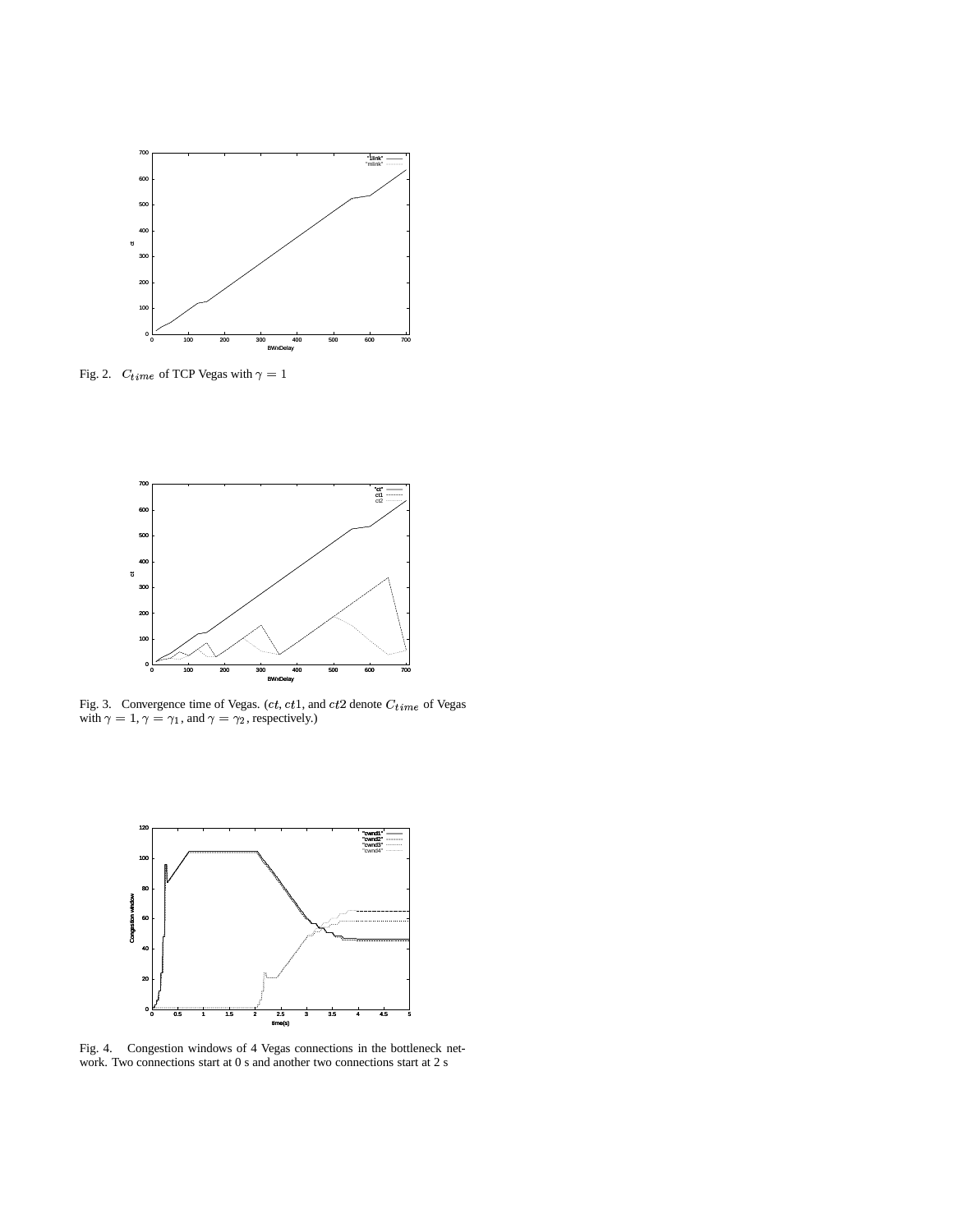700
600
500
400
300
200
100
0

ct

0 100 200 300 400 500 600 700

BWxDelay

"1link"
"mlink"

Fig. 2. $C_{time}$ of TCP Vegas with $\gamma = 1$

700
600
500
400
300
200
100
0

ct

0 100 200 300 400 500 600 700

BWxDelay

"ct"
ct1
ct2

Fig. 3. Convergence time of Vegas. ($ct$, $ct1$, and $ct2$ denote $C_{time}$ of Vegas with $\gamma = 1$, $\gamma = \gamma_1$, and $\gamma = \gamma_2$, respectively.)

120
100
80
60
40
20
0

Congestion window

0 0.5 1 1.5 2 2.5 3 3.5 4 4.5 5

time(s)

"cwnd1"
"cwnd2"
"cwnd3"
"cwnd4"

Fig. 4. Congestion windows of 4 Vegas connections in the bottleneck network. Two connections start at 0 s and another two connections start at 2 s